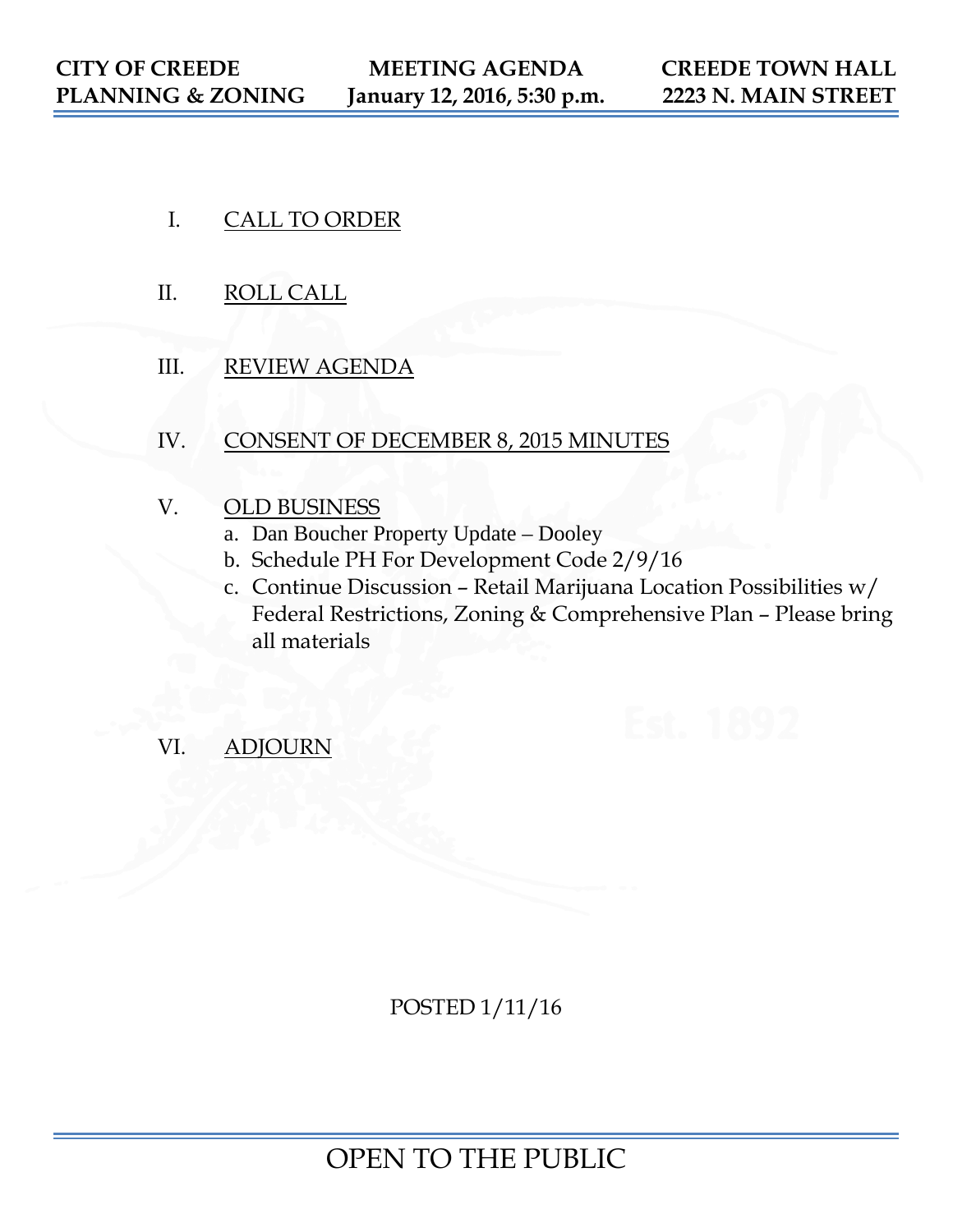**CITY OF CREEDE PLANNING & ZONING** | **MEETING AGENDA January 12, 2016, 5:30 p.m.** | **CREEDE TOWN HALL 2223 N. MAIN STREET**

I. CALL TO ORDER

II. ROLL CALL

III. REVIEW AGENDA

IV. CONSENT OF DECEMBER 8, 2015 MINUTES

V. OLD BUSINESS
   a. Dan Boucher Property Update – Dooley
   b. Schedule PH For Development Code 2/9/16
   c. Continue Discussion – Retail Marijuana Location Possibilities w/ Federal Restrictions, Zoning & Comprehensive Plan – Please bring all materials

VI. ADJOURN

POSTED 1/11/16

OPEN TO THE PUBLIC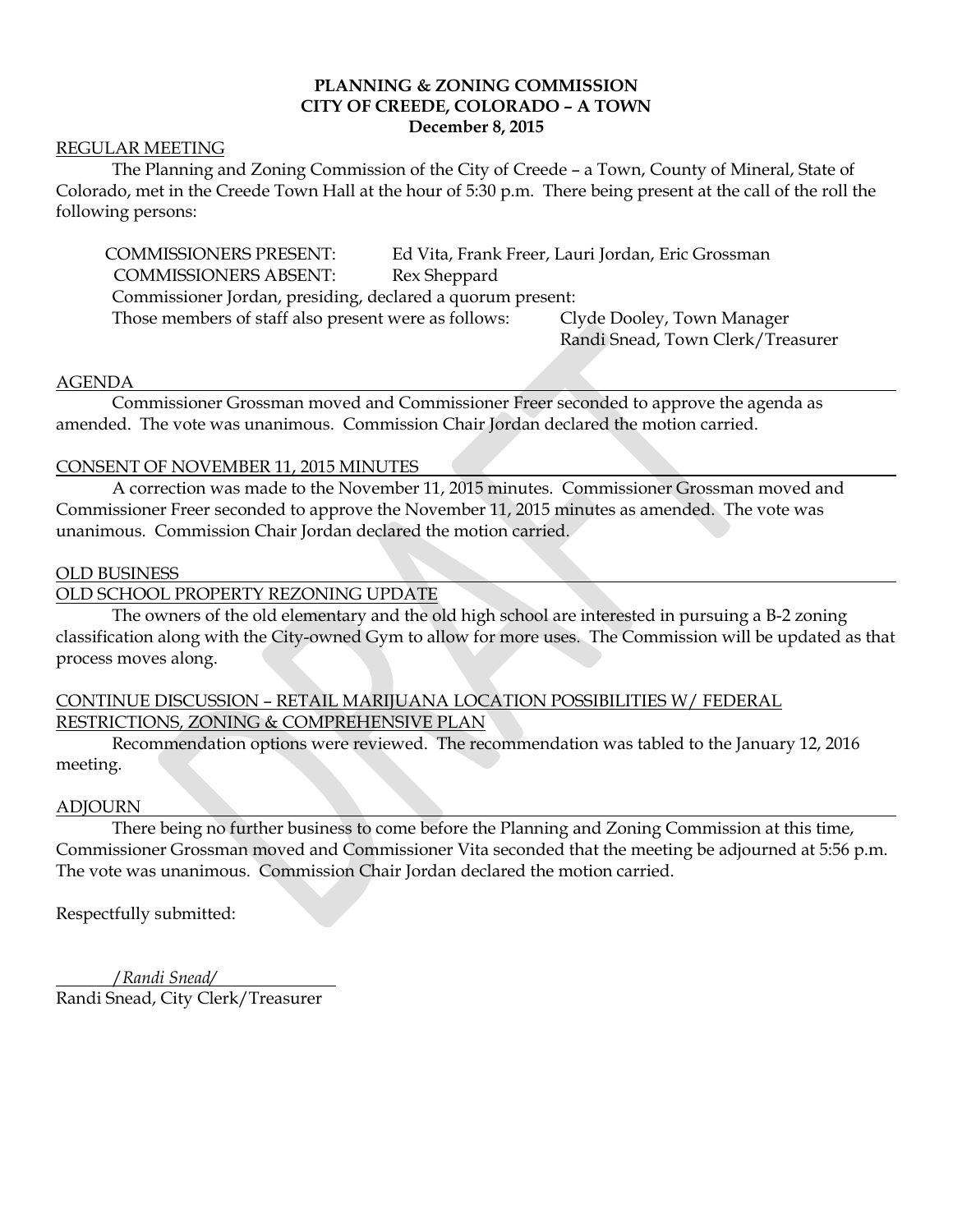**PLANNING & ZONING COMMISSION**
**CITY OF CREEDE, COLORADO – A TOWN**
**December 8, 2015**

REGULAR MEETING

The Planning and Zoning Commission of the City of Creede – a Town, County of Mineral, State of Colorado, met in the Creede Town Hall at the hour of 5:30 p.m. There being present at the call of the roll the following persons:

COMMISSIONERS PRESENT: Ed Vita, Frank Freer, Lauri Jordan, Eric Grossman
COMMISSIONERS ABSENT: Rex Sheppard
Commissioner Jordan, presiding, declared a quorum present:
Those members of staff also present were as follows: Clyde Dooley, Town Manager
Randi Snead, Town Clerk/Treasurer

AGENDA

Commissioner Grossman moved and Commissioner Freer seconded to approve the agenda as amended. The vote was unanimous. Commission Chair Jordan declared the motion carried.

CONSENT OF NOVEMBER 11, 2015 MINUTES

A correction was made to the November 11, 2015 minutes. Commissioner Grossman moved and Commissioner Freer seconded to approve the November 11, 2015 minutes as amended. The vote was unanimous. Commission Chair Jordan declared the motion carried.

OLD BUSINESS

OLD SCHOOL PROPERTY REZONING UPDATE

The owners of the old elementary and the old high school are interested in pursuing a B-2 zoning classification along with the City-owned Gym to allow for more uses. The Commission will be updated as that process moves along.

CONTINUE DISCUSSION – RETAIL MARIJUANA LOCATION POSSIBILITIES W/ FEDERAL RESTRICTIONS, ZONING & COMPREHENSIVE PLAN

Recommendation options were reviewed. The recommendation was tabled to the January 12, 2016 meeting.

ADJOURN

There being no further business to come before the Planning and Zoning Commission at this time, Commissioner Grossman moved and Commissioner Vita seconded that the meeting be adjourned at 5:56 p.m. The vote was unanimous. Commission Chair Jordan declared the motion carried.

Respectfully submitted:

*/Randi Snead/*
Randi Snead, City Clerk/Treasurer